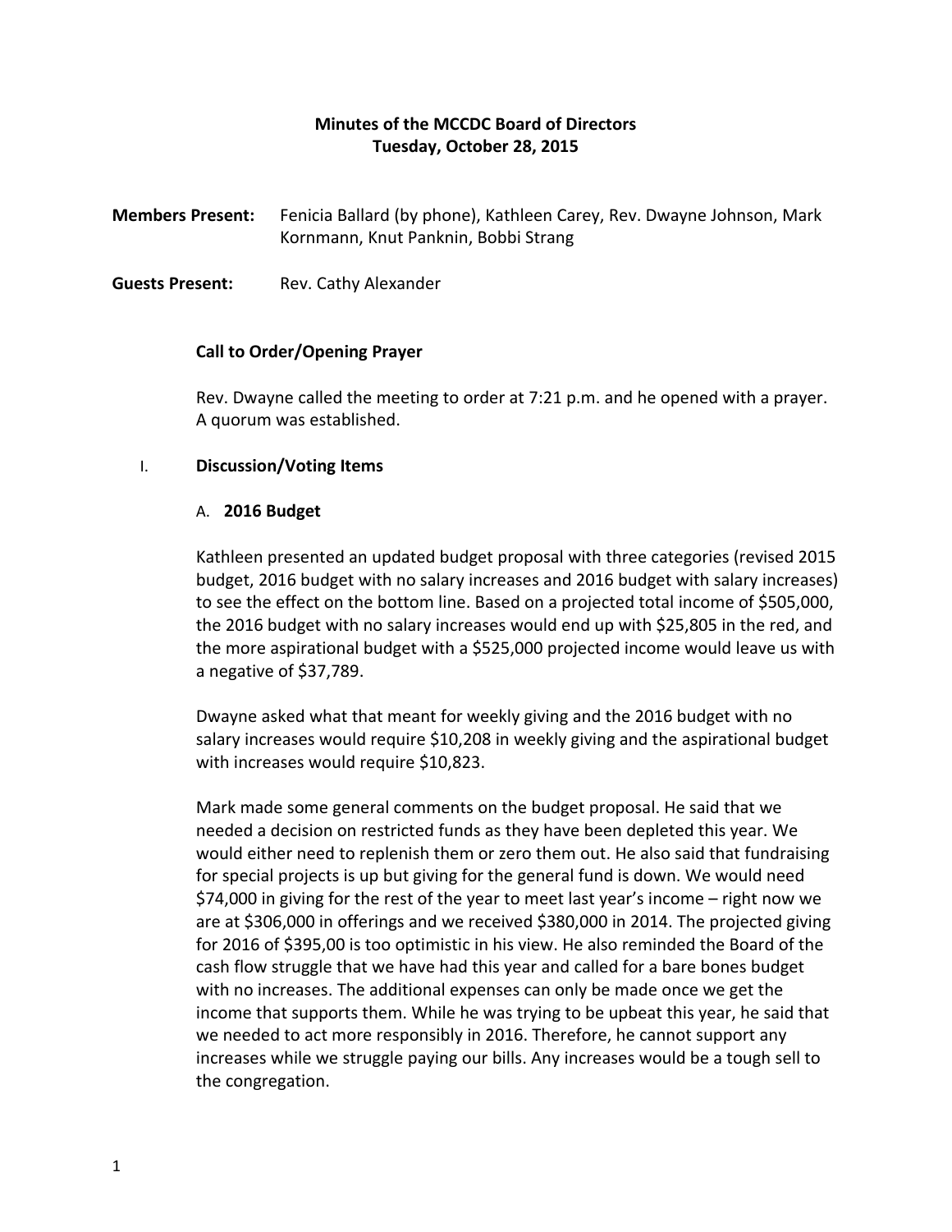# Minutes of the MCCDC Board of Directors
## Tuesday, October 28, 2015

**Members Present:** Fenicia Ballard (by phone), Kathleen Carey, Rev. Dwayne Johnson, Mark Kornmann, Knut Panknin, Bobbi Strang

**Guests Present:** Rev. Cathy Alexander

### Call to Order/Opening Prayer

Rev. Dwayne called the meeting to order at 7:21 p.m. and he opened with a prayer. A quorum was established.

### I. Discussion/Voting Items

#### A. 2016 Budget

Kathleen presented an updated budget proposal with three categories (revised 2015 budget, 2016 budget with no salary increases and 2016 budget with salary increases) to see the effect on the bottom line. Based on a projected total income of $505,000, the 2016 budget with no salary increases would end up with $25,805 in the red, and the more aspirational budget with a $525,000 projected income would leave us with a negative of $37,789.

Dwayne asked what that meant for weekly giving and the 2016 budget with no salary increases would require $10,208 in weekly giving and the aspirational budget with increases would require $10,823.

Mark made some general comments on the budget proposal. He said that we needed a decision on restricted funds as they have been depleted this year. We would either need to replenish them or zero them out. He also said that fundraising for special projects is up but giving for the general fund is down. We would need $74,000 in giving for the rest of the year to meet last year's income – right now we are at $306,000 in offerings and we received $380,000 in 2014. The projected giving for 2016 of $395,00 is too optimistic in his view. He also reminded the Board of the cash flow struggle that we have had this year and called for a bare bones budget with no increases. The additional expenses can only be made once we get the income that supports them. While he was trying to be upbeat this year, he said that we needed to act more responsibly in 2016. Therefore, he cannot support any increases while we struggle paying our bills. Any increases would be a tough sell to the congregation.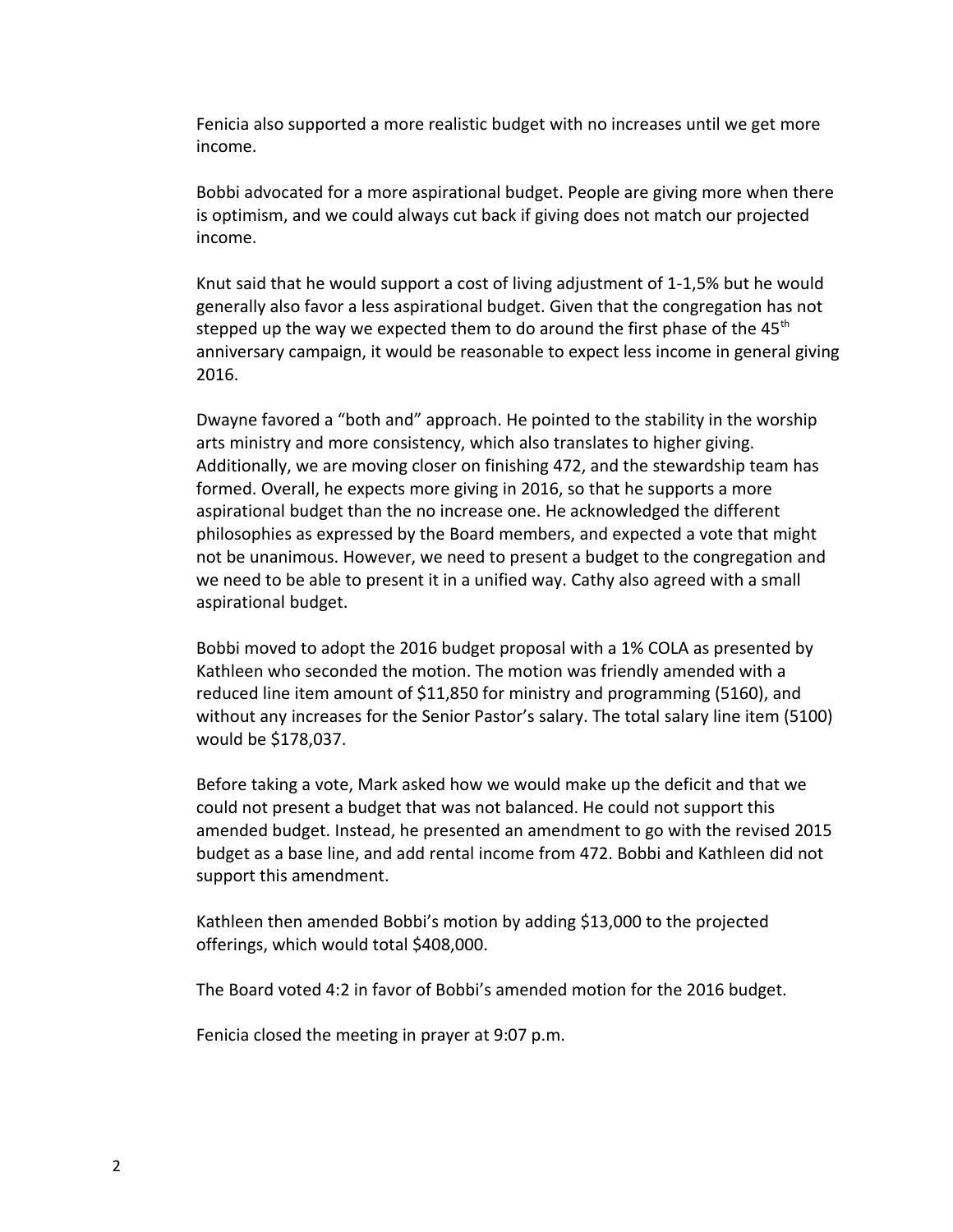Fenicia also supported a more realistic budget with no increases until we get more income.

Bobbi advocated for a more aspirational budget. People are giving more when there is optimism, and we could always cut back if giving does not match our projected income.

Knut said that he would support a cost of living adjustment of 1-1,5% but he would generally also favor a less aspirational budget. Given that the congregation has not stepped up the way we expected them to do around the first phase of the 45th anniversary campaign, it would be reasonable to expect less income in general giving 2016.

Dwayne favored a "both and" approach. He pointed to the stability in the worship arts ministry and more consistency, which also translates to higher giving. Additionally, we are moving closer on finishing 472, and the stewardship team has formed. Overall, he expects more giving in 2016, so that he supports a more aspirational budget than the no increase one. He acknowledged the different philosophies as expressed by the Board members, and expected a vote that might not be unanimous. However, we need to present a budget to the congregation and we need to be able to present it in a unified way. Cathy also agreed with a small aspirational budget.

Bobbi moved to adopt the 2016 budget proposal with a 1% COLA as presented by Kathleen who seconded the motion. The motion was friendly amended with a reduced line item amount of $11,850 for ministry and programming (5160), and without any increases for the Senior Pastor's salary. The total salary line item (5100) would be $178,037.

Before taking a vote, Mark asked how we would make up the deficit and that we could not present a budget that was not balanced. He could not support this amended budget. Instead, he presented an amendment to go with the revised 2015 budget as a base line, and add rental income from 472. Bobbi and Kathleen did not support this amendment.

Kathleen then amended Bobbi's motion by adding $13,000 to the projected offerings, which would total $408,000.

The Board voted 4:2 in favor of Bobbi's amended motion for the 2016 budget.

Fenicia closed the meeting in prayer at 9:07 p.m.